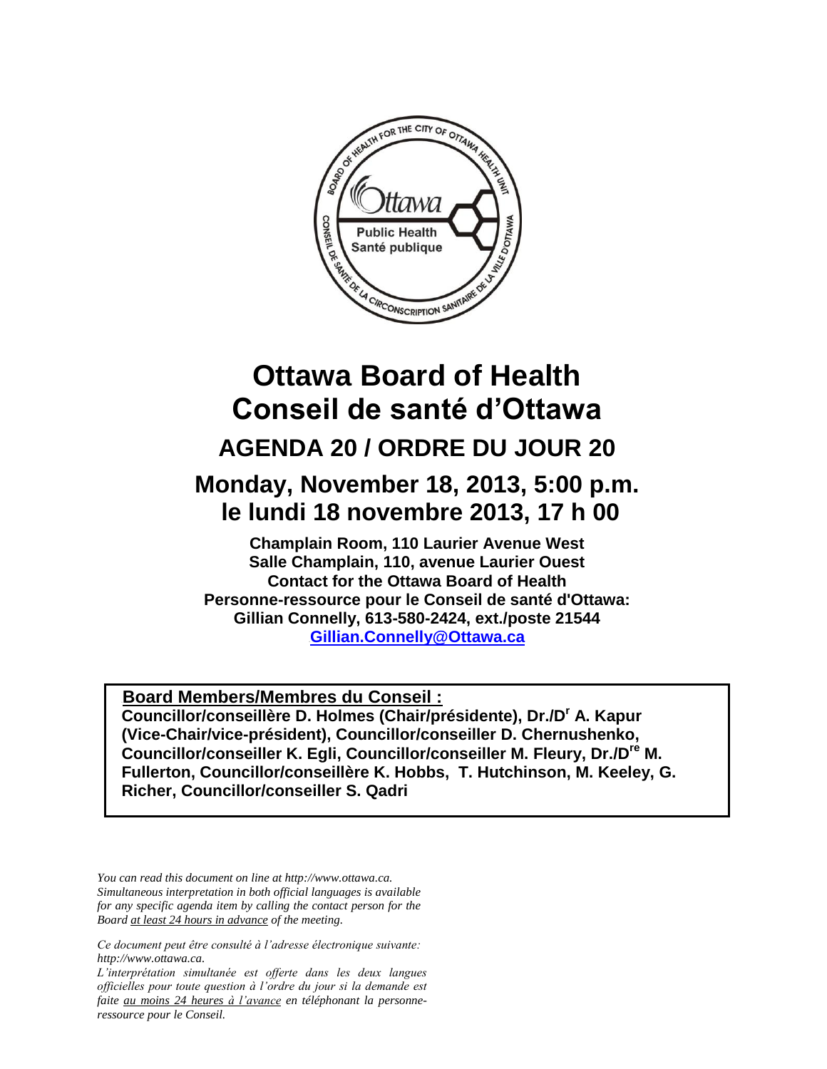# Ottawa Board of Health
# Conseil de santé d'Ottawa

## AGENDA 20 / ORDRE DU JOUR 20

## Monday, November 18, 2013, 5:00 p.m.
## le lundi 18 novembre 2013, 17 h 00

**Champlain Room, 110 Laurier Avenue West**
**Salle Champlain, 110, avenue Laurier Ouest**
**Contact for the Ottawa Board of Health**
**Personne-ressource pour le Conseil de santé d'Ottawa:**
**Gillian Connelly, 613-580-2424, ext./poste 21544**
**Gillian.Connelly@Ottawa.ca**

**Board Members/Membres du Conseil :**
**Councillor/conseillère D. Holmes (Chair/présidente), Dr./D$^{r}$ A. Kapur (Vice-Chair/vice-président), Councillor/conseiller D. Chernushenko, Councillor/conseiller K. Egli, Councillor/conseiller M. Fleury, Dr./D$^{re}$ M. Fullerton, Councillor/conseillère K. Hobbs, T. Hutchinson, M. Keeley, G. Richer, Councillor/conseiller S. Qadri**

*You can read this document on line at http://www.ottawa.ca. Simultaneous interpretation in both official languages is available for any specific agenda item by calling the contact person for the Board at least 24 hours in advance of the meeting.*

*Ce document peut être consulté à l'adresse électronique suivante: http://www.ottawa.ca.*
*L'interprétation simultanée est offerte dans les deux langues officielles pour toute question à l'ordre du jour si la demande est faite au moins 24 heures à l'avance en téléphonant la personne-ressource pour le Conseil.*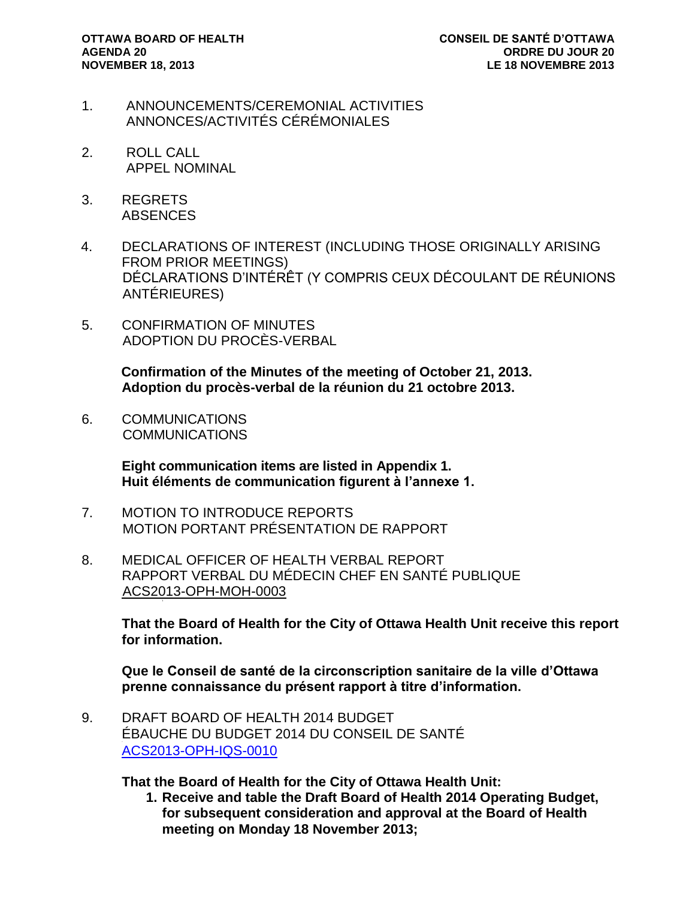**OTTAWA BOARD OF HEALTH**
**AGENDA 20**
**NOVEMBER 18, 2013**

**CONSEIL DE SANTÉ D'OTTAWA**
**ORDRE DU JOUR 20**
**LE 18 NOVEMBRE 2013**

1. ANNOUNCEMENTS/CEREMONIAL ACTIVITIES
   ANNONCES/ACTIVITÉS CÉRÉMONIALES

2. ROLL CALL
   APPEL NOMINAL

3. REGRETS
   ABSENCES

4. DECLARATIONS OF INTEREST (INCLUDING THOSE ORIGINALLY ARISING FROM PRIOR MEETINGS)
   DÉCLARATIONS D'INTÉRÊT (Y COMPRIS CEUX DÉCOULANT DE RÉUNIONS ANTÉRIEURES)

5. CONFIRMATION OF MINUTES
   ADOPTION DU PROCÈS-VERBAL

   **Confirmation of the Minutes of the meeting of October 21, 2013.**
   **Adoption du procès-verbal de la réunion du 21 octobre 2013.**

6. COMMUNICATIONS
   COMMUNICATIONS

   **Eight communication items are listed in Appendix 1.**
   **Huit éléments de communication figurent à l'annexe 1.**

7. MOTION TO INTRODUCE REPORTS
   MOTION PORTANT PRÉSENTATION DE RAPPORT

8. MEDICAL OFFICER OF HEALTH VERBAL REPORT
   RAPPORT VERBAL DU MÉDECIN CHEF EN SANTÉ PUBLIQUE
   ACS2013-OPH-MOH-0003

   **That the Board of Health for the City of Ottawa Health Unit receive this report for information.**

   **Que le Conseil de santé de la circonscription sanitaire de la ville d'Ottawa prenne connaissance du présent rapport à titre d'information.**

9. DRAFT BOARD OF HEALTH 2014 BUDGET
   ÉBAUCHE DU BUDGET 2014 DU CONSEIL DE SANTÉ
   ACS2013-OPH-IQS-0010

   **That the Board of Health for the City of Ottawa Health Unit:**

   1. **Receive and table the Draft Board of Health 2014 Operating Budget, for subsequent consideration and approval at the Board of Health meeting on Monday 18 November 2013;**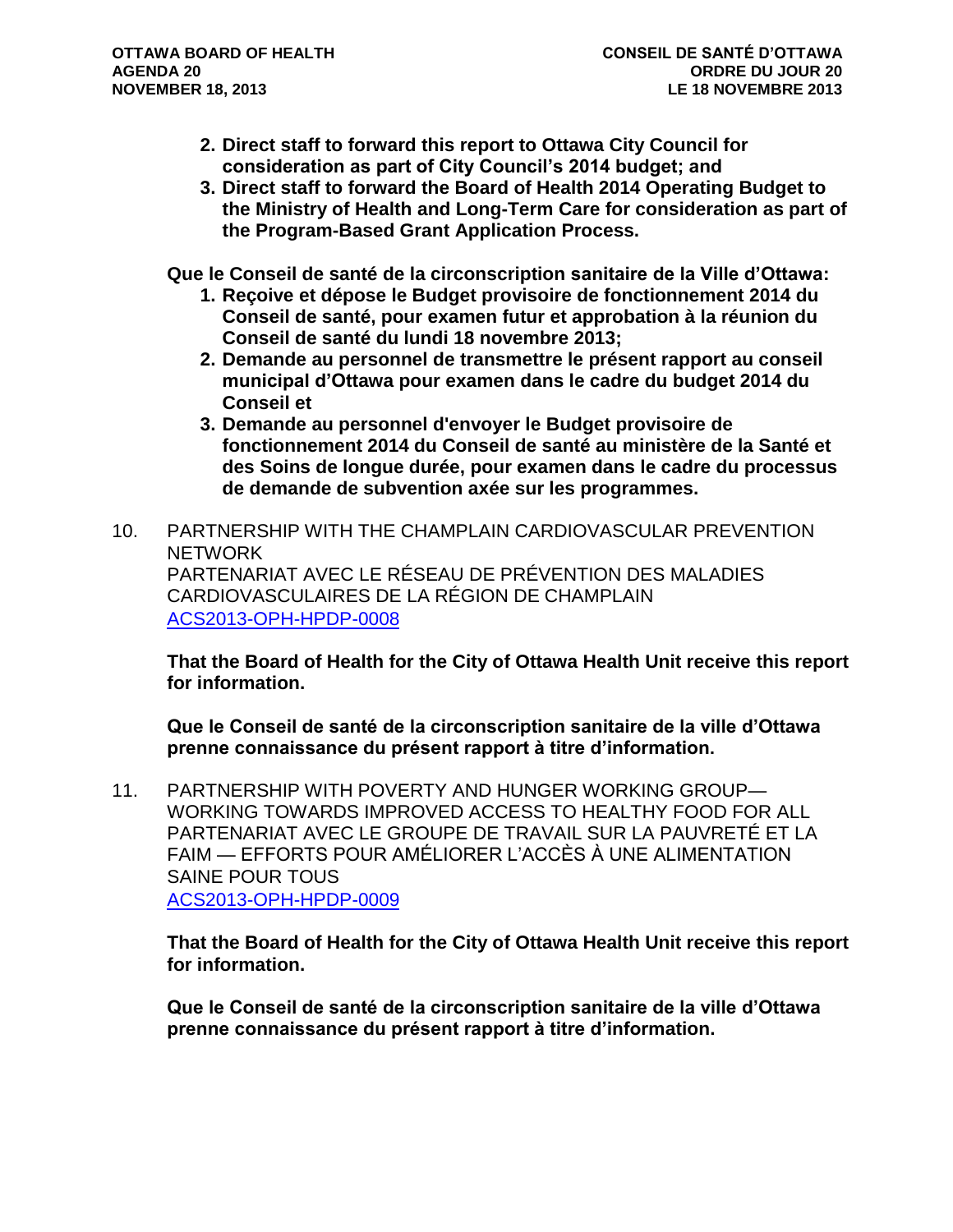2. **Direct staff to forward this report to Ottawa City Council for consideration as part of City Council's 2014 budget; and**
3. **Direct staff to forward the Board of Health 2014 Operating Budget to the Ministry of Health and Long-Term Care for consideration as part of the Program-Based Grant Application Process.**

**Que le Conseil de santé de la circonscription sanitaire de la Ville d'Ottawa:**

1. **Reçoive et dépose le Budget provisoire de fonctionnement 2014 du Conseil de santé, pour examen futur et approbation à la réunion du Conseil de santé du lundi 18 novembre 2013;**
2. **Demande au personnel de transmettre le présent rapport au conseil municipal d'Ottawa pour examen dans le cadre du budget 2014 du Conseil et**
3. **Demande au personnel d'envoyer le Budget provisoire de fonctionnement 2014 du Conseil de santé au ministère de la Santé et des Soins de longue durée, pour examen dans le cadre du processus de demande de subvention axée sur les programmes.**

10. PARTNERSHIP WITH THE CHAMPLAIN CARDIOVASCULAR PREVENTION NETWORK
PARTENARIAT AVEC LE RÉSEAU DE PRÉVENTION DES MALADIES CARDIOVASCULAIRES DE LA RÉGION DE CHAMPLAIN
ACS2013-OPH-HPDP-0008

**That the Board of Health for the City of Ottawa Health Unit receive this report for information.**

**Que le Conseil de santé de la circonscription sanitaire de la ville d'Ottawa prenne connaissance du présent rapport à titre d'information.**

11. PARTNERSHIP WITH POVERTY AND HUNGER WORKING GROUP— WORKING TOWARDS IMPROVED ACCESS TO HEALTHY FOOD FOR ALL
PARTENARIAT AVEC LE GROUPE DE TRAVAIL SUR LA PAUVRETÉ ET LA FAIM — EFFORTS POUR AMÉLIORER L'ACCÈS À UNE ALIMENTATION SAINE POUR TOUS
ACS2013-OPH-HPDP-0009

**That the Board of Health for the City of Ottawa Health Unit receive this report for information.**

**Que le Conseil de santé de la circonscription sanitaire de la ville d'Ottawa prenne connaissance du présent rapport à titre d'information.**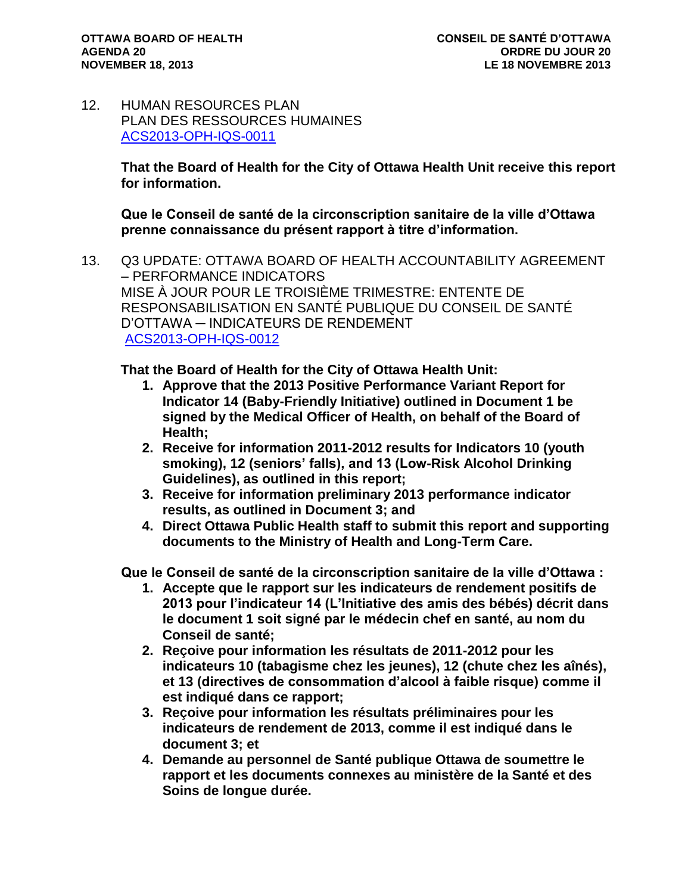12. HUMAN RESOURCES PLAN
PLAN DES RESSOURCES HUMAINES
ACS2013-OPH-IQS-0011

**That the Board of Health for the City of Ottawa Health Unit receive this report for information.**

**Que le Conseil de santé de la circonscription sanitaire de la ville d'Ottawa prenne connaissance du présent rapport à titre d'information.**

13. Q3 UPDATE: OTTAWA BOARD OF HEALTH ACCOUNTABILITY AGREEMENT – PERFORMANCE INDICATORS
MISE À JOUR POUR LE TROISIÈME TRIMESTRE: ENTENTE DE RESPONSABILISATION EN SANTÉ PUBLIQUE DU CONSEIL DE SANTÉ D'OTTAWA – INDICATEURS DE RENDEMENT
ACS2013-OPH-IQS-0012

**That the Board of Health for the City of Ottawa Health Unit:**

1. **Approve that the 2013 Positive Performance Variant Report for Indicator 14 (Baby-Friendly Initiative) outlined in Document 1 be signed by the Medical Officer of Health, on behalf of the Board of Health;**
2. **Receive for information 2011-2012 results for Indicators 10 (youth smoking), 12 (seniors' falls), and 13 (Low-Risk Alcohol Drinking Guidelines), as outlined in this report;**
3. **Receive for information preliminary 2013 performance indicator results, as outlined in Document 3; and**
4. **Direct Ottawa Public Health staff to submit this report and supporting documents to the Ministry of Health and Long-Term Care.**

**Que le Conseil de santé de la circonscription sanitaire de la ville d'Ottawa :**

1. **Accepte que le rapport sur les indicateurs de rendement positifs de 2013 pour l'indicateur 14 (L'Initiative des amis des bébés) décrit dans le document 1 soit signé par le médecin chef en santé, au nom du Conseil de santé;**
2. **Reçoive pour information les résultats de 2011-2012 pour les indicateurs 10 (tabagisme chez les jeunes), 12 (chute chez les aînés), et 13 (directives de consommation d'alcool à faible risque) comme il est indiqué dans ce rapport;**
3. **Reçoive pour information les résultats préliminaires pour les indicateurs de rendement de 2013, comme il est indiqué dans le document 3; et**
4. **Demande au personnel de Santé publique Ottawa de soumettre le rapport et les documents connexes au ministère de la Santé et des Soins de longue durée.**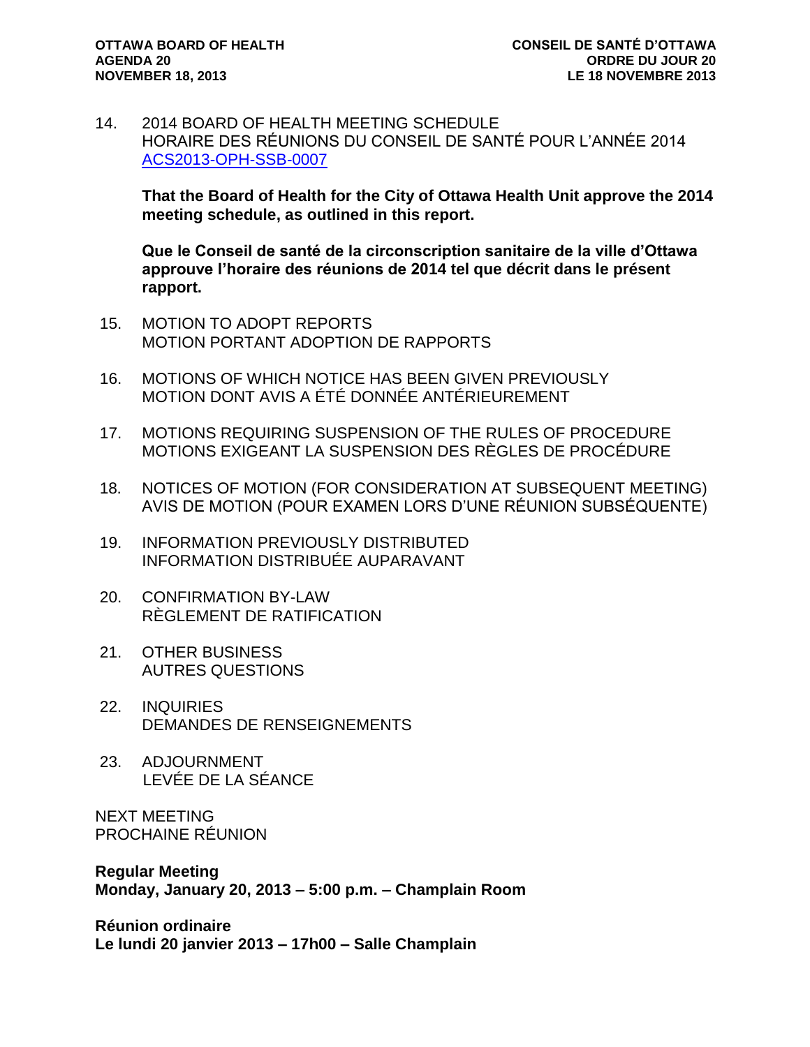14. 2014 BOARD OF HEALTH MEETING SCHEDULE
HORAIRE DES RÉUNIONS DU CONSEIL DE SANTÉ POUR L'ANNÉE 2014
ACS2013-OPH-SSB-0007

**That the Board of Health for the City of Ottawa Health Unit approve the 2014 meeting schedule, as outlined in this report.**

**Que le Conseil de santé de la circonscription sanitaire de la ville d'Ottawa approuve l'horaire des réunions de 2014 tel que décrit dans le présent rapport.**

15. MOTION TO ADOPT REPORTS
MOTION PORTANT ADOPTION DE RAPPORTS

16. MOTIONS OF WHICH NOTICE HAS BEEN GIVEN PREVIOUSLY
MOTION DONT AVIS A ÉTÉ DONNÉE ANTÉRIEUREMENT

17. MOTIONS REQUIRING SUSPENSION OF THE RULES OF PROCEDURE
MOTIONS EXIGEANT LA SUSPENSION DES RÈGLES DE PROCÉDURE

18. NOTICES OF MOTION (FOR CONSIDERATION AT SUBSEQUENT MEETING)
AVIS DE MOTION (POUR EXAMEN LORS D'UNE RÉUNION SUBSÉQUENTE)

19. INFORMATION PREVIOUSLY DISTRIBUTED
INFORMATION DISTRIBUÉE AUPARAVANT

20. CONFIRMATION BY-LAW
RÈGLEMENT DE RATIFICATION

21. OTHER BUSINESS
AUTRES QUESTIONS

22. INQUIRIES
DEMANDES DE RENSEIGNEMENTS

23. ADJOURNMENT
LEVÉE DE LA SÉANCE

NEXT MEETING
PROCHAINE RÉUNION

**Regular Meeting**
**Monday, January 20, 2013 – 5:00 p.m. – Champlain Room**

**Réunion ordinaire**
**Le lundi 20 janvier 2013 – 17h00 – Salle Champlain**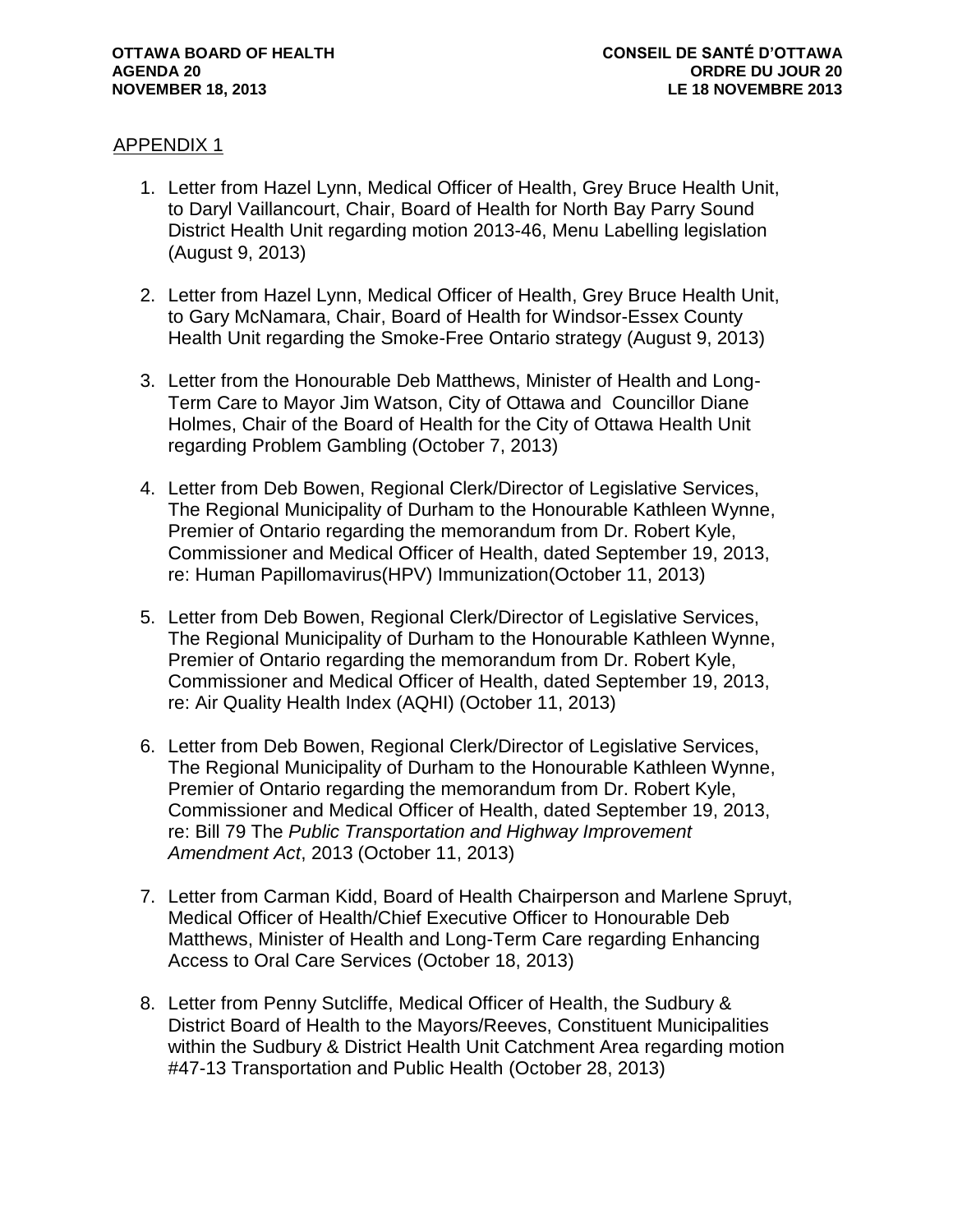APPENDIX 1

1. Letter from Hazel Lynn, Medical Officer of Health, Grey Bruce Health Unit, to Daryl Vaillancourt, Chair, Board of Health for North Bay Parry Sound District Health Unit regarding motion 2013-46, Menu Labelling legislation (August 9, 2013)

2. Letter from Hazel Lynn, Medical Officer of Health, Grey Bruce Health Unit, to Gary McNamara, Chair, Board of Health for Windsor-Essex County Health Unit regarding the Smoke-Free Ontario strategy (August 9, 2013)

3. Letter from the Honourable Deb Matthews, Minister of Health and Long-Term Care to Mayor Jim Watson, City of Ottawa and Councillor Diane Holmes, Chair of the Board of Health for the City of Ottawa Health Unit regarding Problem Gambling (October 7, 2013)

4. Letter from Deb Bowen, Regional Clerk/Director of Legislative Services, The Regional Municipality of Durham to the Honourable Kathleen Wynne, Premier of Ontario regarding the memorandum from Dr. Robert Kyle, Commissioner and Medical Officer of Health, dated September 19, 2013, re: Human Papillomavirus(HPV) Immunization(October 11, 2013)

5. Letter from Deb Bowen, Regional Clerk/Director of Legislative Services, The Regional Municipality of Durham to the Honourable Kathleen Wynne, Premier of Ontario regarding the memorandum from Dr. Robert Kyle, Commissioner and Medical Officer of Health, dated September 19, 2013, re: Air Quality Health Index (AQHI) (October 11, 2013)

6. Letter from Deb Bowen, Regional Clerk/Director of Legislative Services, The Regional Municipality of Durham to the Honourable Kathleen Wynne, Premier of Ontario regarding the memorandum from Dr. Robert Kyle, Commissioner and Medical Officer of Health, dated September 19, 2013, re: Bill 79 The *Public Transportation and Highway Improvement Amendment Act*, 2013 (October 11, 2013)

7. Letter from Carman Kidd, Board of Health Chairperson and Marlene Spruyt, Medical Officer of Health/Chief Executive Officer to Honourable Deb Matthews, Minister of Health and Long-Term Care regarding Enhancing Access to Oral Care Services (October 18, 2013)

8. Letter from Penny Sutcliffe, Medical Officer of Health, the Sudbury & District Board of Health to the Mayors/Reeves, Constituent Municipalities within the Sudbury & District Health Unit Catchment Area regarding motion #47-13 Transportation and Public Health (October 28, 2013)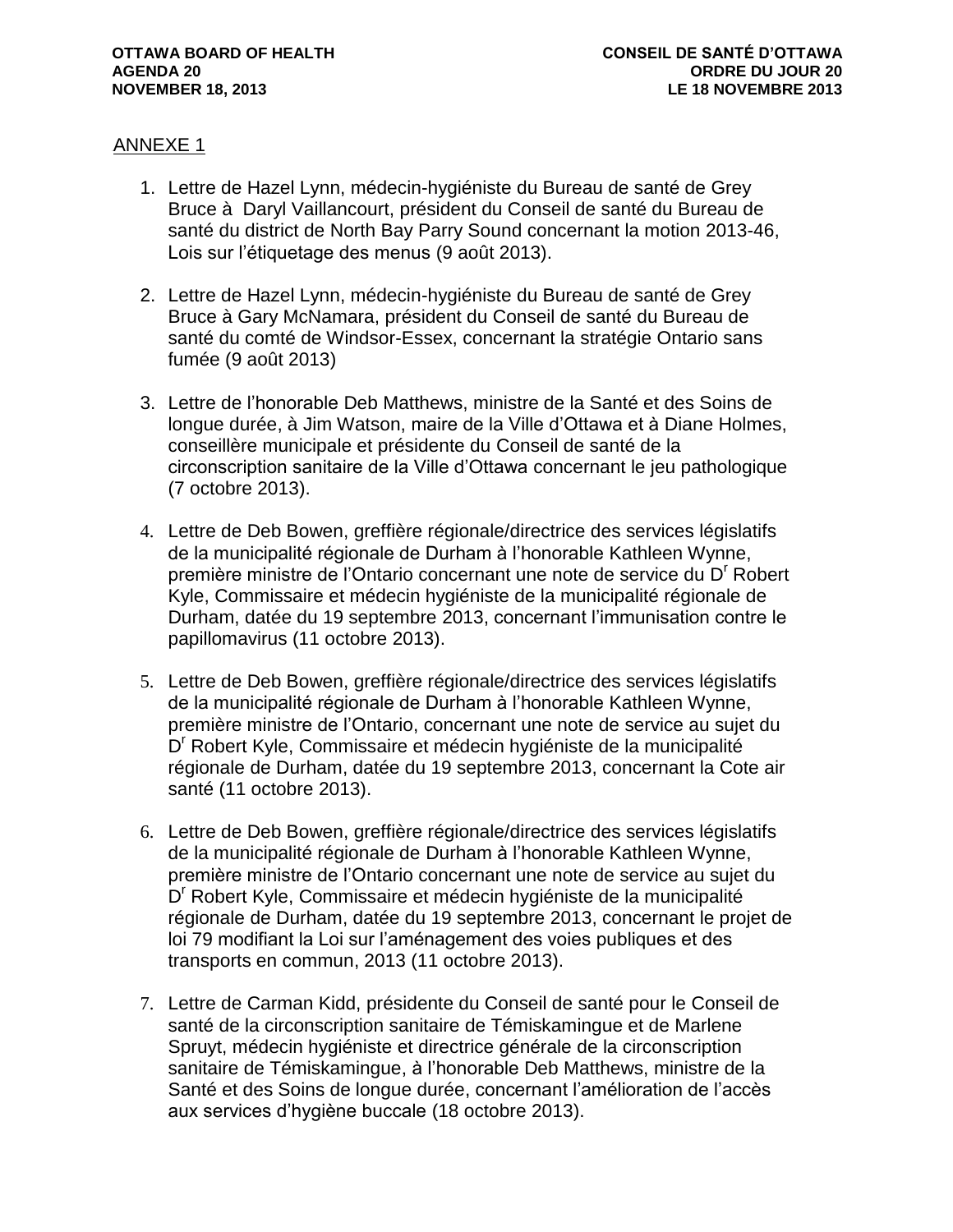ANNEXE 1

1. Lettre de Hazel Lynn, médecin-hygiéniste du Bureau de santé de Grey Bruce à Daryl Vaillancourt, président du Conseil de santé du Bureau de santé du district de North Bay Parry Sound concernant la motion 2013-46, Lois sur l'étiquetage des menus (9 août 2013).

2. Lettre de Hazel Lynn, médecin-hygiéniste du Bureau de santé de Grey Bruce à Gary McNamara, président du Conseil de santé du Bureau de santé du comté de Windsor-Essex, concernant la stratégie Ontario sans fumée (9 août 2013)

3. Lettre de l'honorable Deb Matthews, ministre de la Santé et des Soins de longue durée, à Jim Watson, maire de la Ville d'Ottawa et à Diane Holmes, conseillère municipale et présidente du Conseil de santé de la circonscription sanitaire de la Ville d'Ottawa concernant le jeu pathologique (7 octobre 2013).

4. Lettre de Deb Bowen, greffière régionale/directrice des services législatifs de la municipalité régionale de Durham à l'honorable Kathleen Wynne, première ministre de l'Ontario concernant une note de service du Dr Robert Kyle, Commissaire et médecin hygiéniste de la municipalité régionale de Durham, datée du 19 septembre 2013, concernant l'immunisation contre le papillomavirus (11 octobre 2013).

5. Lettre de Deb Bowen, greffière régionale/directrice des services législatifs de la municipalité régionale de Durham à l'honorable Kathleen Wynne, première ministre de l'Ontario, concernant une note de service au sujet du Dr Robert Kyle, Commissaire et médecin hygiéniste de la municipalité régionale de Durham, datée du 19 septembre 2013, concernant la Cote air santé (11 octobre 2013).

6. Lettre de Deb Bowen, greffière régionale/directrice des services législatifs de la municipalité régionale de Durham à l'honorable Kathleen Wynne, première ministre de l'Ontario concernant une note de service au sujet du Dr Robert Kyle, Commissaire et médecin hygiéniste de la municipalité régionale de Durham, datée du 19 septembre 2013, concernant le projet de loi 79 modifiant la Loi sur l'aménagement des voies publiques et des transports en commun, 2013 (11 octobre 2013).

7. Lettre de Carman Kidd, présidente du Conseil de santé pour le Conseil de santé de la circonscription sanitaire de Témiskamingue et de Marlene Spruyt, médecin hygiéniste et directrice générale de la circonscription sanitaire de Témiskamingue, à l'honorable Deb Matthews, ministre de la Santé et des Soins de longue durée, concernant l'amélioration de l'accès aux services d'hygiène buccale (18 octobre 2013).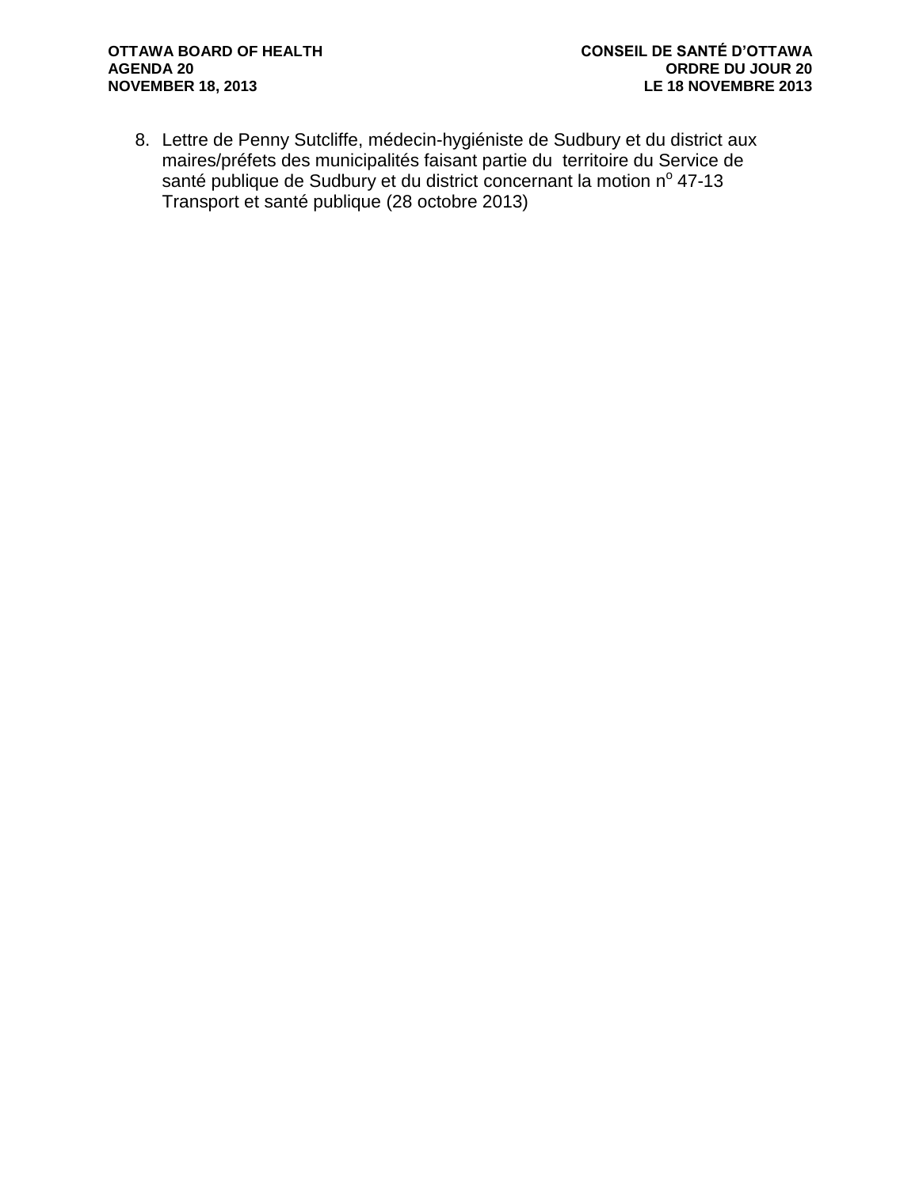8. Lettre de Penny Sutcliffe, médecin-hygiéniste de Sudbury et du district aux maires/préfets des municipalités faisant partie du territoire du Service de santé publique de Sudbury et du district concernant la motion n$^{o}$ 47-13 Transport et santé publique (28 octobre 2013)